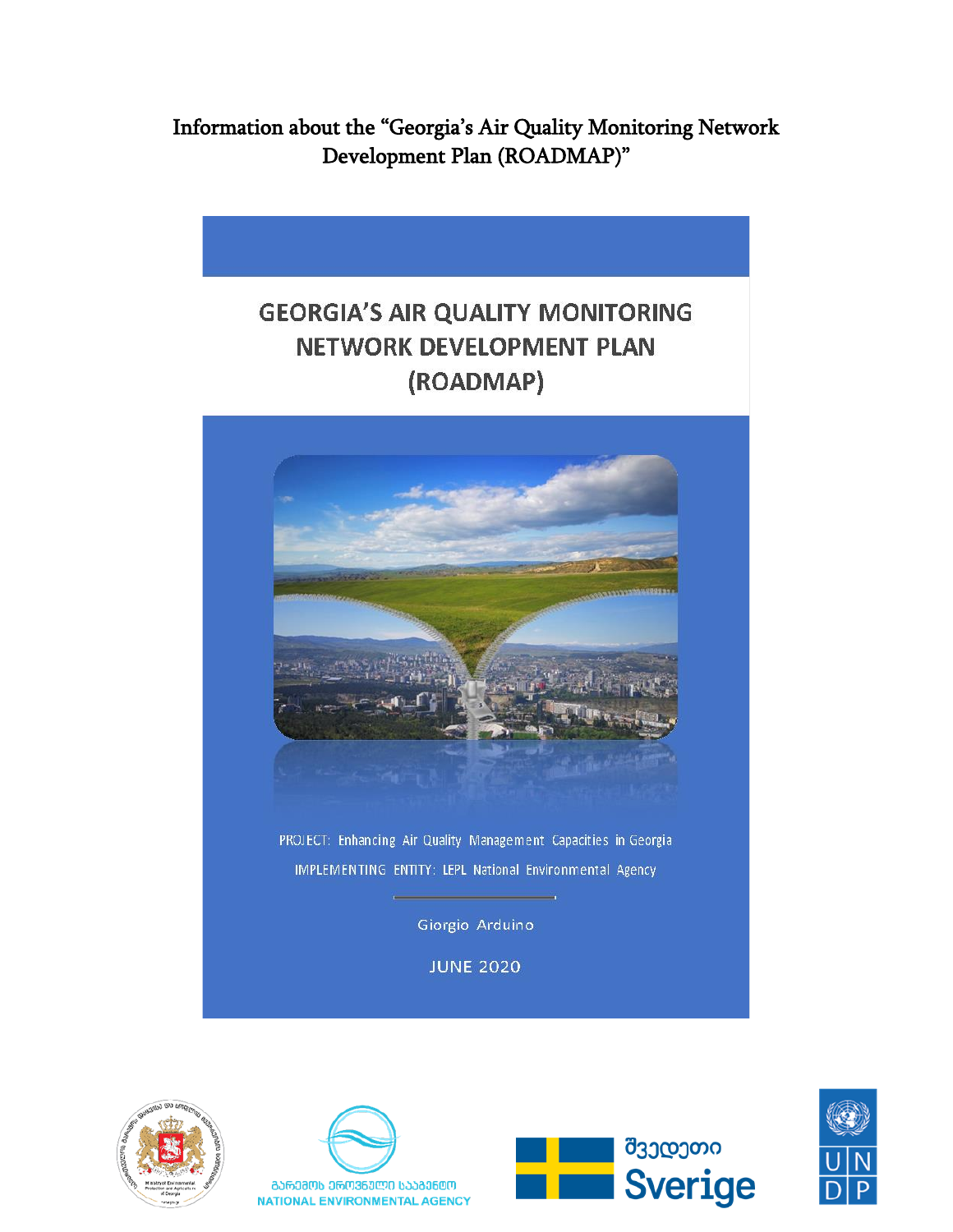# Information about the "Georgia's Air Quality Monitoring Network Development Plan (ROADMAP)"

## GEORGIA'S AIR QUALITY MONITORING NETWORK DEVELOPMENT PLAN (ROADMAP)

PROJECT: Enhancing Air Quality Management Capacities in Georgia

IMPLEMENTING ENTITY: LEPL National Environmental Agency

Giorgio Arduino

JUNE 2020

გარემოს ეროვნული სააგენტო
NATIONAL ENVIRONMENTAL AGENCY

შვედეთი
Sverige

UN
DP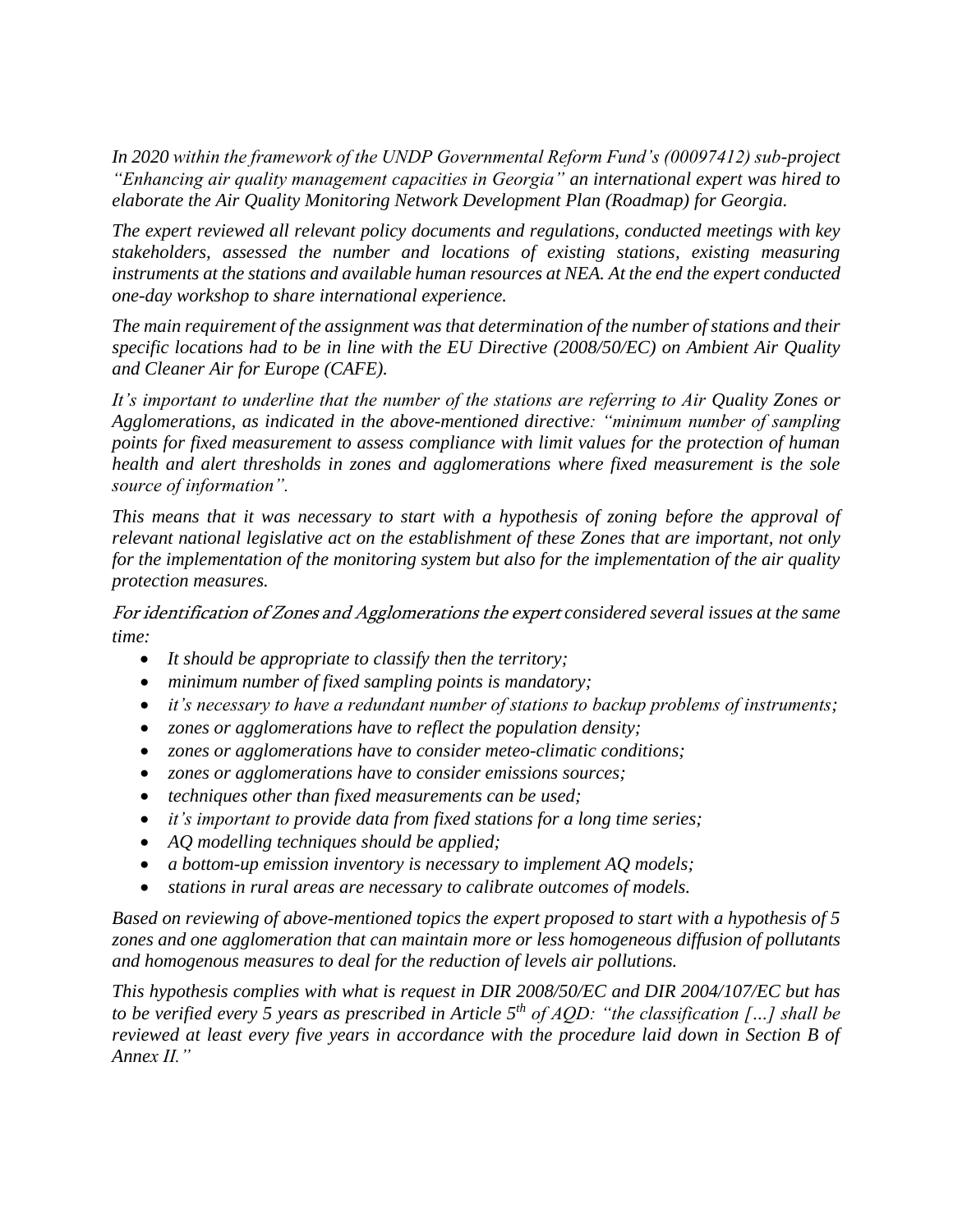*In 2020 within the framework of the UNDP Governmental Reform Fund's (00097412) sub-project "Enhancing air quality management capacities in Georgia" an international expert was hired to elaborate the Air Quality Monitoring Network Development Plan (Roadmap) for Georgia.*

*The expert reviewed all relevant policy documents and regulations, conducted meetings with key stakeholders, assessed the number and locations of existing stations, existing measuring instruments at the stations and available human resources at NEA. At the end the expert conducted one-day workshop to share international experience.*

*The main requirement of the assignment was that determination of the number of stations and their specific locations had to be in line with the EU Directive (2008/50/EC) on Ambient Air Quality and Cleaner Air for Europe (CAFE).*

*It's important to underline that the number of the stations are referring to Air Quality Zones or Agglomerations, as indicated in the above-mentioned directive: "minimum number of sampling points for fixed measurement to assess compliance with limit values for the protection of human health and alert thresholds in zones and agglomerations where fixed measurement is the sole source of information".*

*This means that it was necessary to start with a hypothesis of zoning before the approval of relevant national legislative act on the establishment of these Zones that are important, not only for the implementation of the monitoring system but also for the implementation of the air quality protection measures.*

*For identification of Zones and Agglomerations the expert considered several issues at the same time:*

- *It should be appropriate to classify then the territory;*
- *minimum number of fixed sampling points is mandatory;*
- *it's necessary to have a redundant number of stations to backup problems of instruments;*
- *zones or agglomerations have to reflect the population density;*
- *zones or agglomerations have to consider meteo-climatic conditions;*
- *zones or agglomerations have to consider emissions sources;*
- *techniques other than fixed measurements can be used;*
- *it's important to provide data from fixed stations for a long time series;*
- *AQ modelling techniques should be applied;*
- *a bottom-up emission inventory is necessary to implement AQ models;*
- *stations in rural areas are necessary to calibrate outcomes of models.*

*Based on reviewing of above-mentioned topics the expert proposed to start with a hypothesis of 5 zones and one agglomeration that can maintain more or less homogeneous diffusion of pollutants and homogenous measures to deal for the reduction of levels air pollutions.*

*This hypothesis complies with what is request in DIR 2008/50/EC and DIR 2004/107/EC but has to be verified every 5 years as prescribed in Article 5th of AQD: "the classification […] shall be reviewed at least every five years in accordance with the procedure laid down in Section B of Annex II."*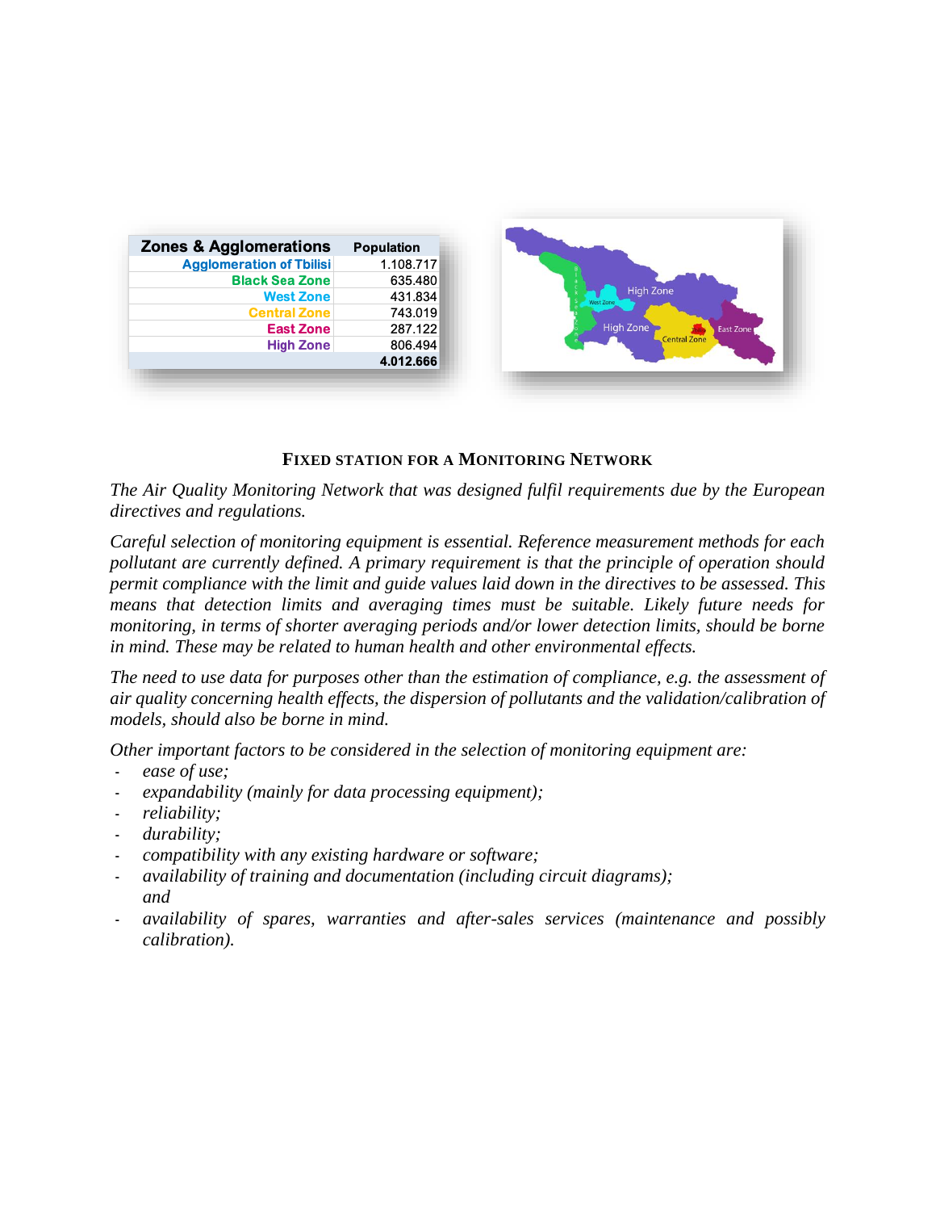| Zones & Agglomerations | Population |
|---|---|
| Agglomeration of Tbilisi | 1.108.717 |
| Black Sea Zone | 635.480 |
| West Zone | 431.834 |
| Central Zone | 743.019 |
| East Zone | 287.122 |
| High Zone | 806.494 |
| | **4.012.666** |

### FIXED STATION FOR A MONITORING NETWORK

*The Air Quality Monitoring Network that was designed fulfil requirements due by the European directives and regulations.*

*Careful selection of monitoring equipment is essential. Reference measurement methods for each pollutant are currently defined. A primary requirement is that the principle of operation should permit compliance with the limit and guide values laid down in the directives to be assessed. This means that detection limits and averaging times must be suitable. Likely future needs for monitoring, in terms of shorter averaging periods and/or lower detection limits, should be borne in mind. These may be related to human health and other environmental effects.*

*The need to use data for purposes other than the estimation of compliance, e.g. the assessment of air quality concerning health effects, the dispersion of pollutants and the validation/calibration of models, should also be borne in mind.*

*Other important factors to be considered in the selection of monitoring equipment are:*

- *ease of use;*
- *expandability (mainly for data processing equipment);*
- *reliability;*
- *durability;*
- *compatibility with any existing hardware or software;*
- *availability of training and documentation (including circuit diagrams); and*
- *availability of spares, warranties and after-sales services (maintenance and possibly calibration).*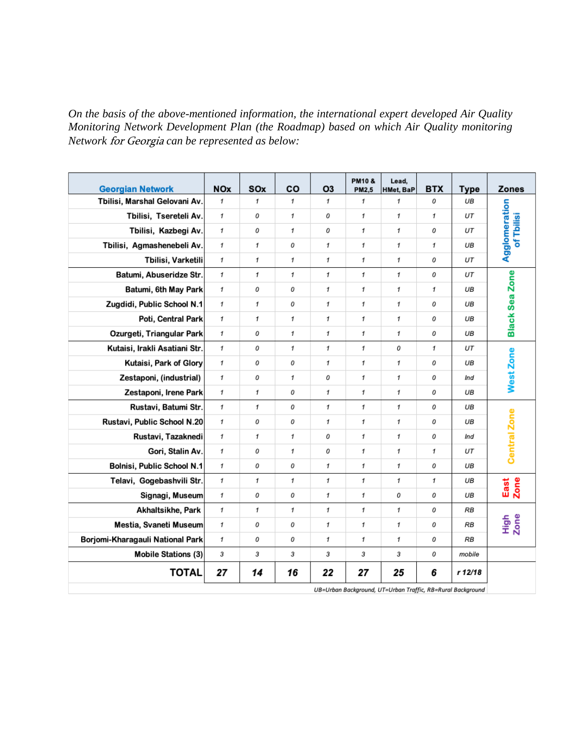*On the basis of the above-mentioned information, the international expert developed Air Quality Monitoring Network Development Plan (the Roadmap) based on which Air Quality monitoring Network for Georgia can be represented as below:*

| Georgian Network | NOx | SOx | CO | O3 | PM10 & PM2,5 | Lead, HMet, BaP | BTX | Type | Zones |
|---|---|---|---|---|---|---|---|---|---|
| Tbilisi, Marshal Gelovani Av. | 1 | 1 | 1 | 1 | 1 | 1 | 0 | UB | Agglomeration of Tbilisi |
| Tbilisi, Tsereteli Av. | 1 | 0 | 1 | 0 | 1 | 1 | 1 | UT | |
| Tbilisi, Kazbegi Av. | 1 | 0 | 1 | 0 | 1 | 1 | 0 | UT | |
| Tbilisi, Agmashenebeli Av. | 1 | 1 | 0 | 1 | 1 | 1 | 1 | UB | |
| Tbilisi, Varketili | 1 | 1 | 1 | 1 | 1 | 1 | 0 | UT | |
| Batumi, Abuseridze Str. | 1 | 1 | 1 | 1 | 1 | 1 | 0 | UT | Black Sea Zone |
| Batumi, 6th May Park | 1 | 0 | 0 | 1 | 1 | 1 | 1 | UB | |
| Zugdidi, Public School N.1 | 1 | 1 | 0 | 1 | 1 | 1 | 0 | UB | |
| Poti, Central Park | 1 | 1 | 1 | 1 | 1 | 1 | 0 | UB | |
| Ozurgeti, Triangular Park | 1 | 0 | 1 | 1 | 1 | 1 | 0 | UB | |
| Kutaisi, Irakli Asatiani Str. | 1 | 0 | 1 | 1 | 1 | 0 | 1 | UT | West Zone |
| Kutaisi, Park of Glory | 1 | 0 | 0 | 1 | 1 | 1 | 0 | UB | |
| Zestaponi, (industrial) | 1 | 0 | 1 | 0 | 1 | 1 | 0 | Ind | |
| Zestaponi, Irene Park | 1 | 1 | 0 | 1 | 1 | 1 | 0 | UB | |
| Rustavi, Batumi Str. | 1 | 1 | 0 | 1 | 1 | 1 | 0 | UB | Central Zone |
| Rustavi, Public School N.20 | 1 | 0 | 0 | 1 | 1 | 1 | 0 | UB | |
| Rustavi, Tazaknedi | 1 | 1 | 1 | 0 | 1 | 1 | 0 | Ind | |
| Gori, Stalin Av. | 1 | 0 | 1 | 0 | 1 | 1 | 1 | UT | |
| Bolnisi, Public School N.1 | 1 | 0 | 0 | 1 | 1 | 1 | 0 | UB | |
| Telavi, Gogebashvili Str. | 1 | 1 | 1 | 1 | 1 | 1 | 1 | UB | East Zone |
| Signagi, Museum | 1 | 0 | 0 | 1 | 1 | 0 | 0 | UB | |
| Akhaltsikhe, Park | 1 | 1 | 1 | 1 | 1 | 1 | 0 | RB | High Zone |
| Mestia, Svaneti Museum | 1 | 0 | 0 | 1 | 1 | 1 | 0 | RB | |
| Borjomi-Kharagauli National Park | 1 | 0 | 0 | 1 | 1 | 1 | 0 | RB | |
| Mobile Stations (3) | 3 | 3 | 3 | 3 | 3 | 3 | 0 | mobile | |
| **TOTAL** | **27** | **14** | **16** | **22** | **27** | **25** | **6** | **r 12/18** | |

*UB=Urban Background, UT=Urban Traffic, RB=Rural Background*